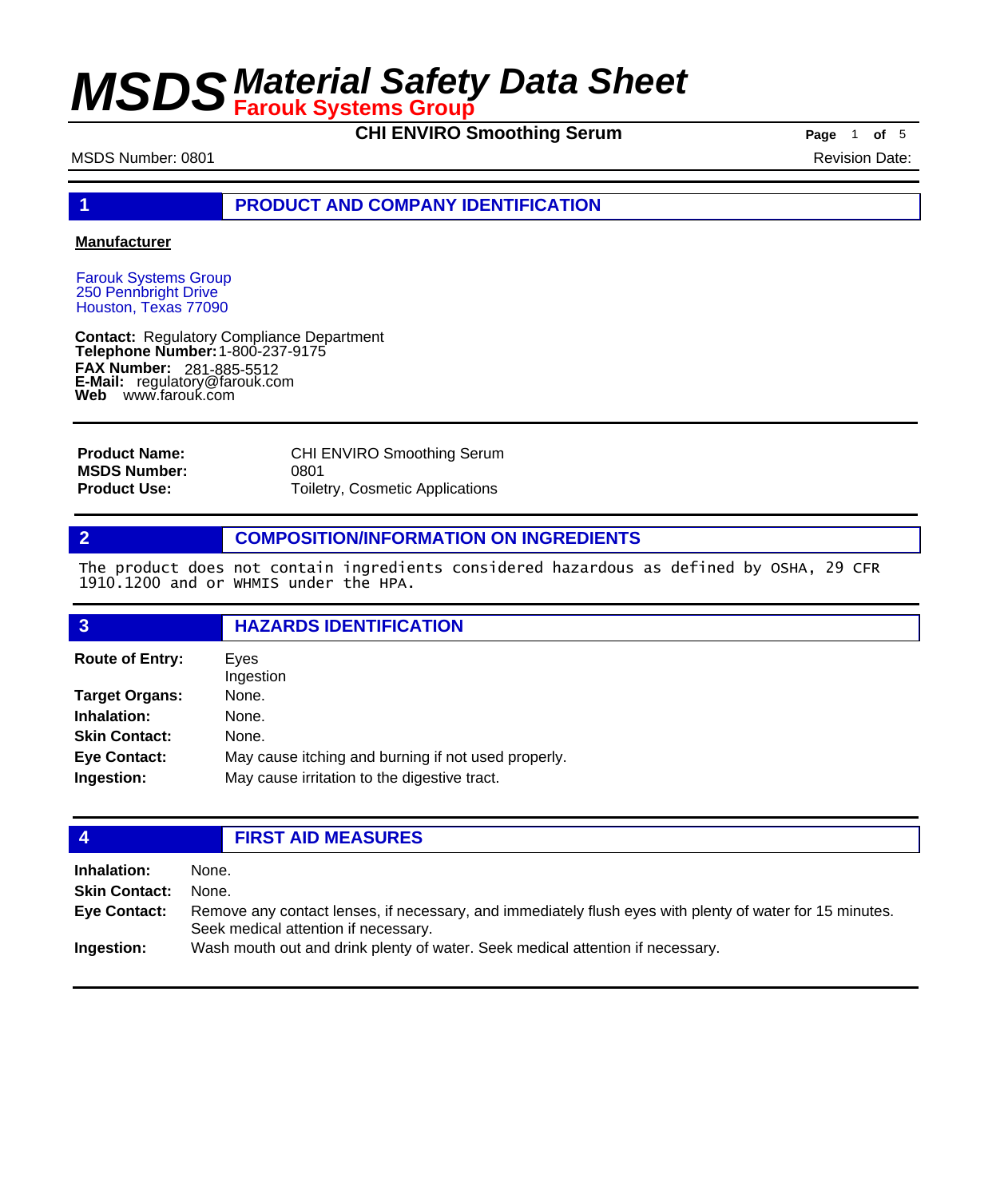# MSDS Material Safety Data Sheet
**Farouk Systems Group**

**CHI ENVIRO Smoothing Serum**

MSDS Number: 0801 | Revision Date:

## 1 PRODUCT AND COMPANY IDENTIFICATION

**Manufacturer**

Farouk Systems Group
250 Pennbright Drive
Houston, Texas 77090

**Contact:** Regulatory Compliance Department
**Telephone Number:** 1-800-237-9175
**FAX Number:** 281-885-5512
**E-Mail:** regulatory@farouk.com
**Web** www.farouk.com

| | |
|---|---|
| **Product Name:** | CHI ENVIRO Smoothing Serum |
| **MSDS Number:** | 0801 |
| **Product Use:** | Toiletry, Cosmetic Applications |

## 2 COMPOSITION/INFORMATION ON INGREDIENTS

The product does not contain ingredients considered hazardous as defined by OSHA, 29 CFR 1910.1200 and or WHMIS under the HPA.

## 3 HAZARDS IDENTIFICATION

| | |
|---|---|
| **Route of Entry:** | Eyes<br>Ingestion |
| **Target Organs:** | None. |
| **Inhalation:** | None. |
| **Skin Contact:** | None. |
| **Eye Contact:** | May cause itching and burning if not used properly. |
| **Ingestion:** | May cause irritation to the digestive tract. |

## 4 FIRST AID MEASURES

| | |
|---|---|
| **Inhalation:** | None. |
| **Skin Contact:** | None. |
| **Eye Contact:** | Remove any contact lenses, if necessary, and immediately flush eyes with plenty of water for 15 minutes. Seek medical attention if necessary. |
| **Ingestion:** | Wash mouth out and drink plenty of water. Seek medical attention if necessary. |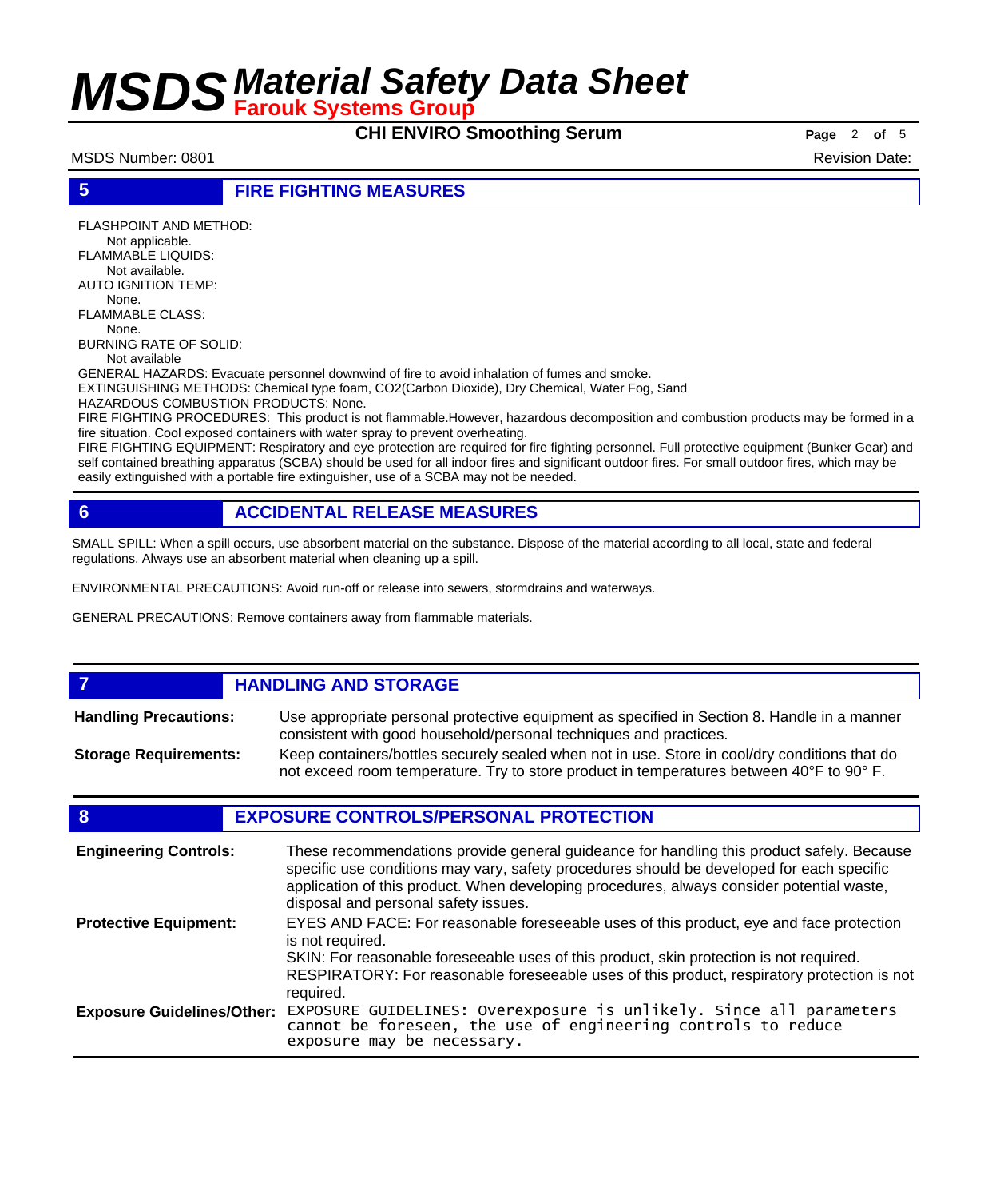## 5 FIRE FIGHTING MEASURES

FLASHPOINT AND METHOD:
Not applicable.
FLAMMABLE LIQUIDS:
Not available.
AUTO IGNITION TEMP:
None.
FLAMMABLE CLASS:
None.
BURNING RATE OF SOLID:
Not available

GENERAL HAZARDS: Evacuate personnel downwind of fire to avoid inhalation of fumes and smoke.
EXTINGUISHING METHODS: Chemical type foam, $CO_2$(Carbon Dioxide), Dry Chemical, Water Fog, Sand
HAZARDOUS COMBUSTION PRODUCTS: None.
FIRE FIGHTING PROCEDURES: This product is not flammable.However, hazardous decomposition and combustion products may be formed in a fire situation. Cool exposed containers with water spray to prevent overheating.
FIRE FIGHTING EQUIPMENT: Respiratory and eye protection are required for fire fighting personnel. Full protective equipment (Bunker Gear) and self contained breathing apparatus (SCBA) should be used for all indoor fires and significant outdoor fires. For small outdoor fires, which may be easily extinguished with a portable fire extinguisher, use of a SCBA may not be needed.

## 6 ACCIDENTAL RELEASE MEASURES

SMALL SPILL: When a spill occurs, use absorbent material on the substance. Dispose of the material according to all local, state and federal regulations. Always use an absorbent material when cleaning up a spill.

ENVIRONMENTAL PRECAUTIONS: Avoid run-off or release into sewers, stormdrains and waterways.

GENERAL PRECAUTIONS: Remove containers away from flammable materials.

## 7 HANDLING AND STORAGE

**Handling Precautions:** Use appropriate personal protective equipment as specified in Section 8. Handle in a manner consistent with good household/personal techniques and practices.

**Storage Requirements:** Keep containers/bottles securely sealed when not in use. Store in cool/dry conditions that do not exceed room temperature. Try to store product in temperatures between 40°F to 90° F.

## 8 EXPOSURE CONTROLS/PERSONAL PROTECTION

**Engineering Controls:** These recommendations provide general guideance for handling this product safely. Because specific use conditions may vary, safety procedures should be developed for each specific application of this product. When developing procedures, always consider potential waste, disposal and personal safety issues.

**Protective Equipment:** EYES AND FACE: For reasonable foreseeable uses of this product, eye and face protection is not required.
SKIN: For reasonable foreseeable uses of this product, skin protection is not required.
RESPIRATORY: For reasonable foreseeable uses of this product, respiratory protection is not required.

**Exposure Guidelines/Other:** EXPOSURE GUIDELINES: Overexposure is unlikely. Since all parameters cannot be foreseen, the use of engineering controls to reduce exposure may be necessary.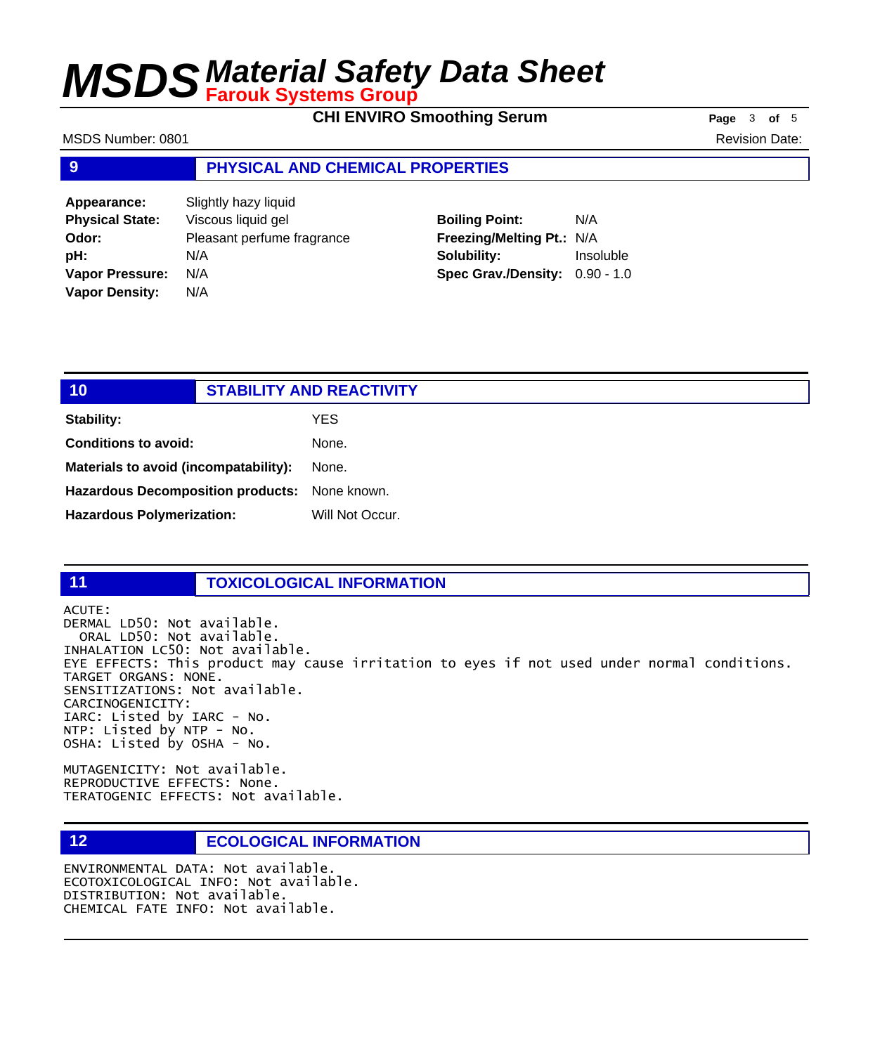## 9 PHYSICAL AND CHEMICAL PROPERTIES

| | |
|---|---|
| **Appearance:** | Slightly hazy liquid |
| **Physical State:** | Viscous liquid gel |
| **Odor:** | Pleasant perfume fragrance |
| **pH:** | N/A |
| **Vapor Pressure:** | N/A |
| **Vapor Density:** | N/A |
| **Boiling Point:** | N/A |
| **Freezing/Melting Pt.:** | N/A |
| **Solubility:** | Insoluble |
| **Spec Grav./Density:** | 0.90 - 1.0 |

## 10 STABILITY AND REACTIVITY

| | |
|---|---|
| **Stability:** | YES |
| **Conditions to avoid:** | None. |
| **Materials to avoid (incompatability):** | None. |
| **Hazardous Decomposition products:** | None known. |
| **Hazardous Polymerization:** | Will Not Occur. |

## 11 TOXICOLOGICAL INFORMATION

ACUTE:
DERMAL LD50: Not available.
ORAL LD50: Not available.
INHALATION LC50: Not available.
EYE EFFECTS: This product may cause irritation to eyes if not used under normal conditions.
TARGET ORGANS: NONE.
SENSITIZATIONS: Not available.
CARCINOGENICITY:
IARC: Listed by IARC - No.
NTP: Listed by NTP - No.
OSHA: Listed by OSHA - No.

MUTAGENICITY: Not available.
REPRODUCTIVE EFFECTS: None.
TERATOGENIC EFFECTS: Not available.

## 12 ECOLOGICAL INFORMATION

ENVIRONMENTAL DATA: Not available.
ECOTOXICOLOGICAL INFO: Not available.
DISTRIBUTION: Not available.
CHEMICAL FATE INFO: Not available.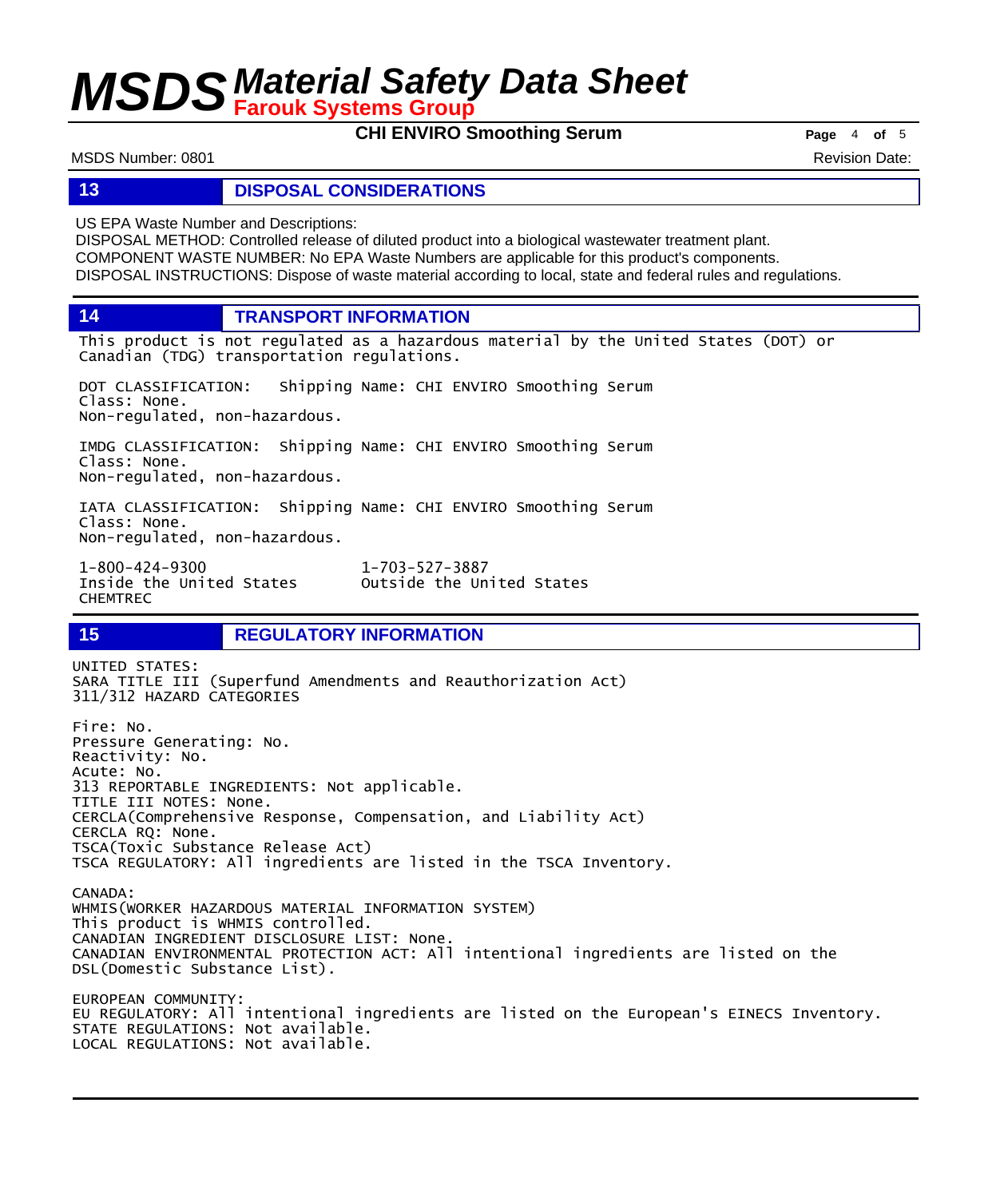## 13 DISPOSAL CONSIDERATIONS

US EPA Waste Number and Descriptions:
DISPOSAL METHOD: Controlled release of diluted product into a biological wastewater treatment plant.
COMPONENT WASTE NUMBER: No EPA Waste Numbers are applicable for this product's components.
DISPOSAL INSTRUCTIONS: Dispose of waste material according to local, state and federal rules and regulations.

## 14 TRANSPORT INFORMATION

This product is not regulated as a hazardous material by the United States (DOT) or Canadian (TDG) transportation regulations.

DOT CLASSIFICATION: Shipping Name: CHI ENVIRO Smoothing Serum
Class: None.
Non-regulated, non-hazardous.

IMDG CLASSIFICATION: Shipping Name: CHI ENVIRO Smoothing Serum
Class: None.
Non-regulated, non-hazardous.

IATA CLASSIFICATION: Shipping Name: CHI ENVIRO Smoothing Serum
Class: None.
Non-regulated, non-hazardous.

1-800-424-9300 Inside the United States
1-703-527-3887 Outside the United States
CHEMTREC

## 15 REGULATORY INFORMATION

UNITED STATES:
SARA TITLE III (Superfund Amendments and Reauthorization Act)
311/312 HAZARD CATEGORIES

Fire: No.
Pressure Generating: No.
Reactivity: No.
Acute: No.
313 REPORTABLE INGREDIENTS: Not applicable.
TITLE III NOTES: None.
CERCLA(Comprehensive Response, Compensation, and Liability Act)
CERCLA RQ: None.
TSCA(Toxic Substance Release Act)
TSCA REGULATORY: All ingredients are listed in the TSCA Inventory.

CANADA:
WHMIS(WORKER HAZARDOUS MATERIAL INFORMATION SYSTEM)
This product is WHMIS controlled.
CANADIAN INGREDIENT DISCLOSURE LIST: None.
CANADIAN ENVIRONMENTAL PROTECTION ACT: All intentional ingredients are listed on the DSL(Domestic Substance List).

EUROPEAN COMMUNITY:
EU REGULATORY: All intentional ingredients are listed on the European's EINECS Inventory.
STATE REGULATIONS: Not available.
LOCAL REGULATIONS: Not available.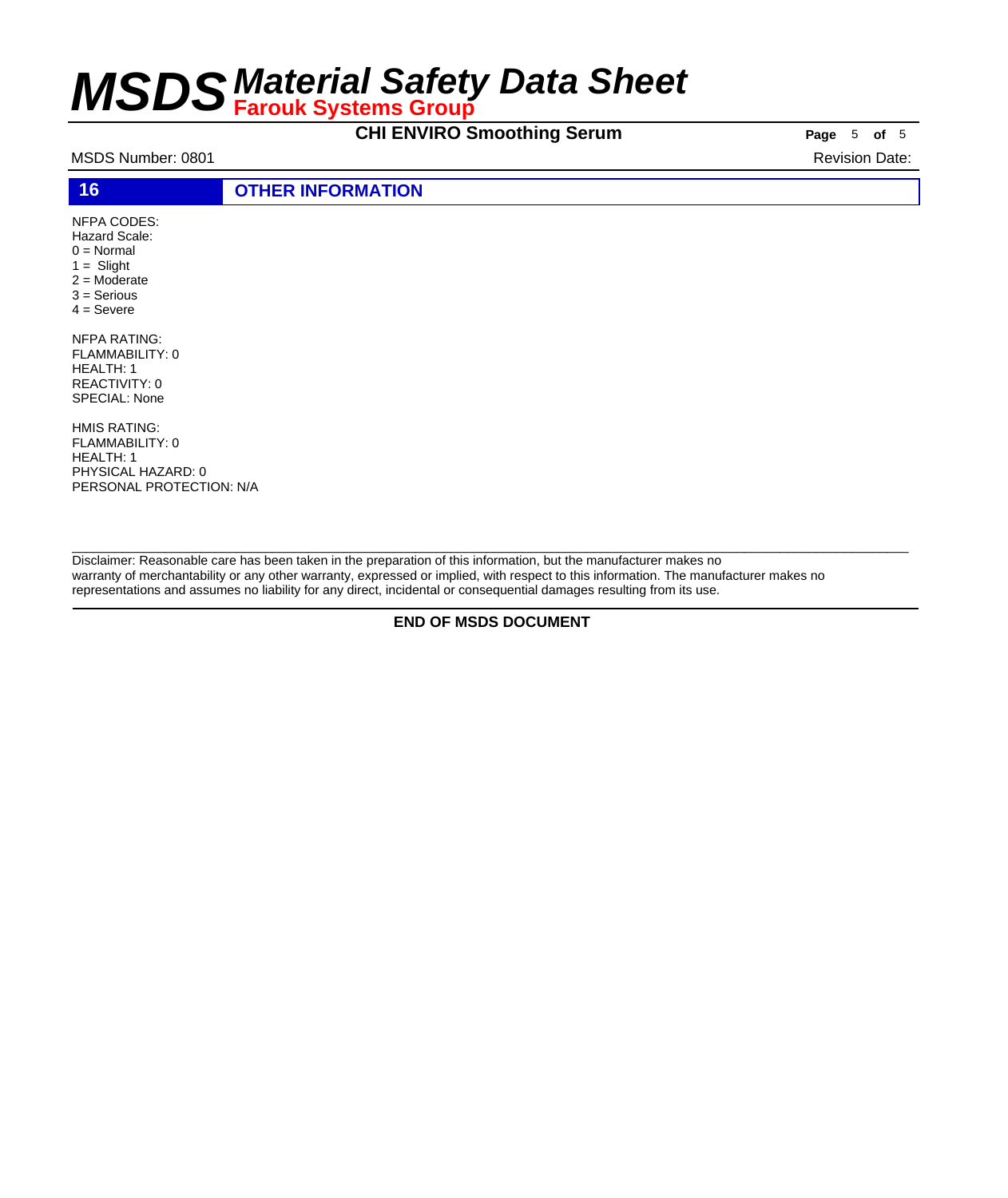## 16 OTHER INFORMATION

NFPA CODES:
Hazard Scale:
0 = Normal
1 = Slight
2 = Moderate
3 = Serious
4 = Severe

NFPA RATING:
FLAMMABILITY: 0
HEALTH: 1
REACTIVITY: 0
SPECIAL: None

HMIS RATING:
FLAMMABILITY: 0
HEALTH: 1
PHYSICAL HAZARD: 0
PERSONAL PROTECTION: N/A

---

Disclaimer: Reasonable care has been taken in the preparation of this information, but the manufacturer makes no warranty of merchantability or any other warranty, expressed or implied, with respect to this information. The manufacturer makes no representations and assumes no liability for any direct, incidental or consequential damages resulting from its use.

---

**END OF MSDS DOCUMENT**